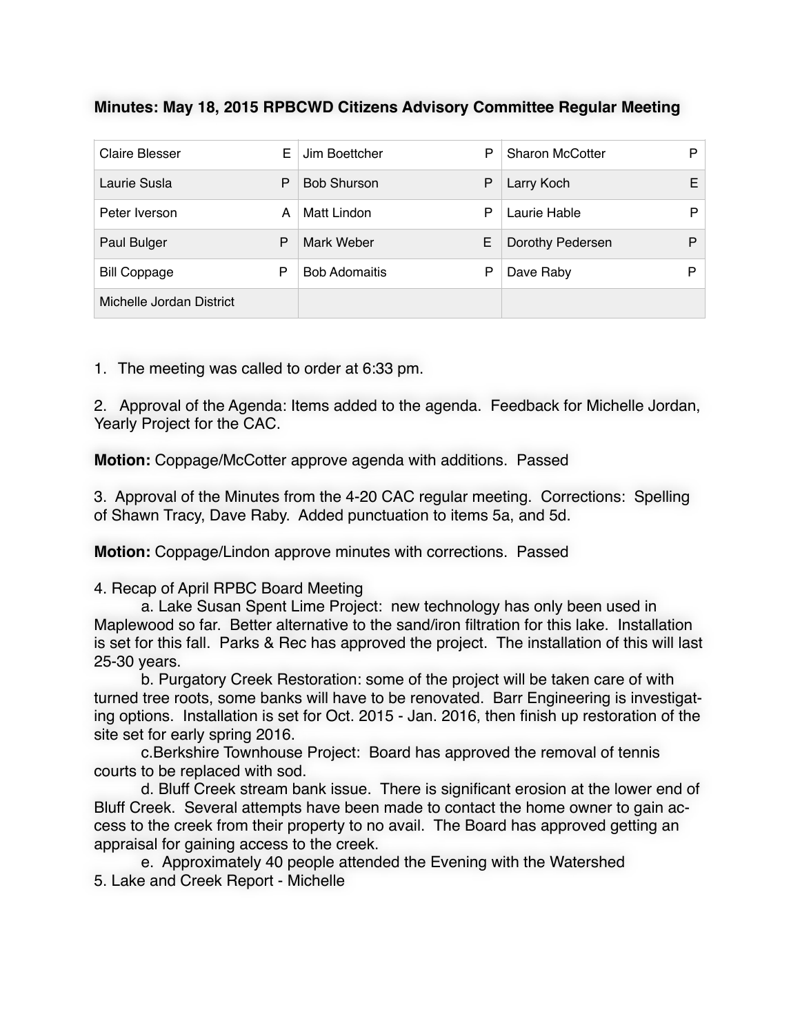**Minutes: May 18, 2015 RPBCWD Citizens Advisory Committee Regular Meeting**

| | | | | | |
|---|---|---|---|---|---|
| Claire Blesser | E | Jim Boettcher | P | Sharon McCotter | P |
| Laurie Susla | P | Bob Shurson | P | Larry Koch | E |
| Peter Iverson | A | Matt Lindon | P | Laurie Hable | P |
| Paul Bulger | P | Mark Weber | E | Dorothy Pedersen | P |
| Bill Coppage | P | Bob Adomaitis | P | Dave Raby | P |
| Michelle Jordan District | | | | | |

1. The meeting was called to order at 6:33 pm.

2. Approval of the Agenda: Items added to the agenda. Feedback for Michelle Jordan, Yearly Project for the CAC.

**Motion:** Coppage/McCotter approve agenda with additions. Passed

3. Approval of the Minutes from the 4-20 CAC regular meeting. Corrections: Spelling of Shawn Tracy, Dave Raby. Added punctuation to items 5a, and 5d.

**Motion:** Coppage/Lindon approve minutes with corrections. Passed

4. Recap of April RPBC Board Meeting

a. Lake Susan Spent Lime Project: new technology has only been used in Maplewood so far. Better alternative to the sand/iron filtration for this lake. Installation is set for this fall. Parks & Rec has approved the project. The installation of this will last 25-30 years.

b. Purgatory Creek Restoration: some of the project will be taken care of with turned tree roots, some banks will have to be renovated. Barr Engineering is investigating options. Installation is set for Oct. 2015 - Jan. 2016, then finish up restoration of the site set for early spring 2016.

c.Berkshire Townhouse Project: Board has approved the removal of tennis courts to be replaced with sod.

d. Bluff Creek stream bank issue. There is significant erosion at the lower end of Bluff Creek. Several attempts have been made to contact the home owner to gain access to the creek from their property to no avail. The Board has approved getting an appraisal for gaining access to the creek.

e. Approximately 40 people attended the Evening with the Watershed

5. Lake and Creek Report - Michelle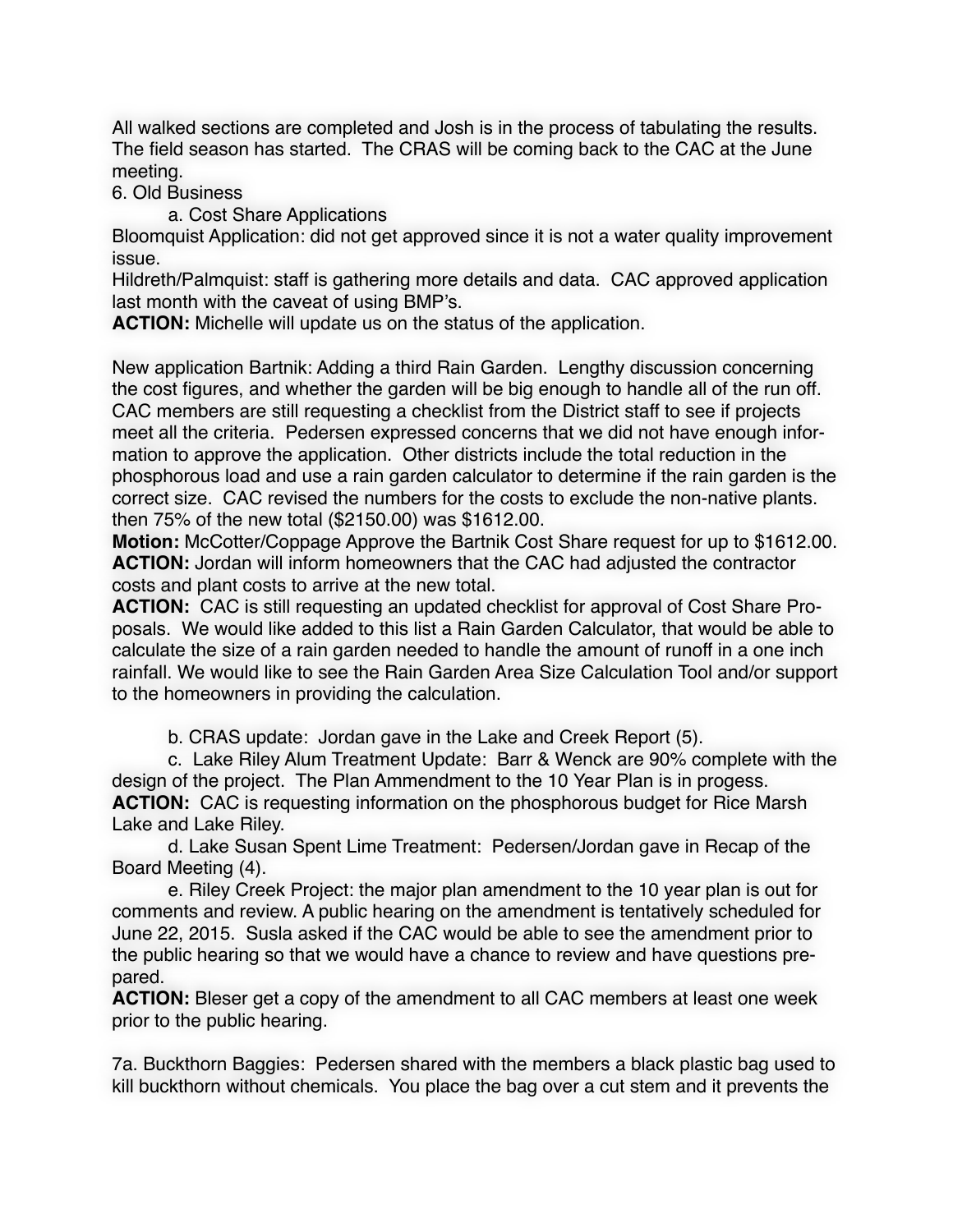All walked sections are completed and Josh is in the process of tabulating the results. The field season has started. The CRAS will be coming back to the CAC at the June meeting.

6. Old Business

a. Cost Share Applications

Bloomquist Application: did not get approved since it is not a water quality improvement issue.

Hildreth/Palmquist: staff is gathering more details and data. CAC approved application last month with the caveat of using BMP's.

**ACTION:** Michelle will update us on the status of the application.

New application Bartnik: Adding a third Rain Garden. Lengthy discussion concerning the cost figures, and whether the garden will be big enough to handle all of the run off. CAC members are still requesting a checklist from the District staff to see if projects meet all the criteria. Pedersen expressed concerns that we did not have enough information to approve the application. Other districts include the total reduction in the phosphorous load and use a rain garden calculator to determine if the rain garden is the correct size. CAC revised the numbers for the costs to exclude the non-native plants. then 75% of the new total ($2150.00) was $1612.00.

**Motion:** McCotter/Coppage Approve the Bartnik Cost Share request for up to $1612.00.

**ACTION:** Jordan will inform homeowners that the CAC had adjusted the contractor costs and plant costs to arrive at the new total.

**ACTION:** CAC is still requesting an updated checklist for approval of Cost Share Proposals. We would like added to this list a Rain Garden Calculator, that would be able to calculate the size of a rain garden needed to handle the amount of runoff in a one inch rainfall. We would like to see the Rain Garden Area Size Calculation Tool and/or support to the homeowners in providing the calculation.

b. CRAS update: Jordan gave in the Lake and Creek Report (5).

c. Lake Riley Alum Treatment Update: Barr & Wenck are 90% complete with the design of the project. The Plan Ammendment to the 10 Year Plan is in progess.

**ACTION:** CAC is requesting information on the phosphorous budget for Rice Marsh Lake and Lake Riley.

d. Lake Susan Spent Lime Treatment: Pedersen/Jordan gave in Recap of the Board Meeting (4).

e. Riley Creek Project: the major plan amendment to the 10 year plan is out for comments and review. A public hearing on the amendment is tentatively scheduled for June 22, 2015. Susla asked if the CAC would be able to see the amendment prior to the public hearing so that we would have a chance to review and have questions prepared.

**ACTION:** Bleser get a copy of the amendment to all CAC members at least one week prior to the public hearing.

7a. Buckthorn Baggies: Pedersen shared with the members a black plastic bag used to kill buckthorn without chemicals. You place the bag over a cut stem and it prevents the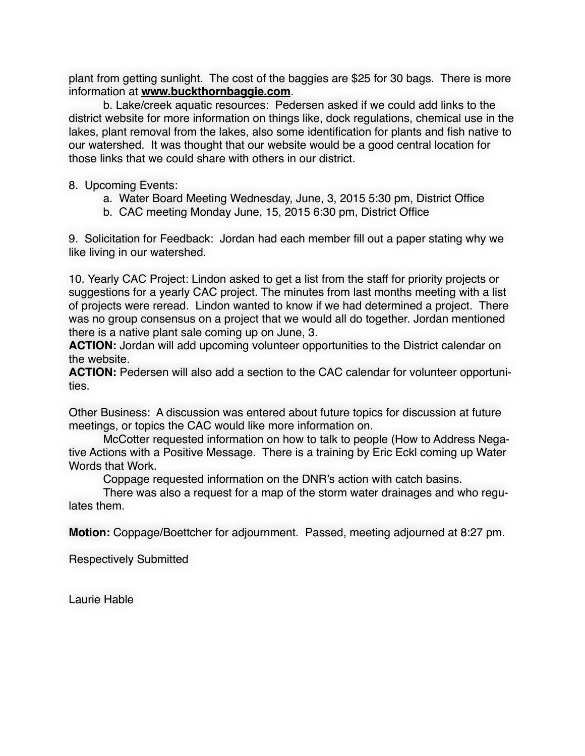plant from getting sunlight. The cost of the baggies are $25 for 30 bags. There is more information at **www.buckthornbaggie.com**.

b. Lake/creek aquatic resources: Pedersen asked if we could add links to the district website for more information on things like, dock regulations, chemical use in the lakes, plant removal from the lakes, also some identification for plants and fish native to our watershed. It was thought that our website would be a good central location for those links that we could share with others in our district.

8. Upcoming Events:
   a. Water Board Meeting Wednesday, June, 3, 2015 5:30 pm, District Office
   b. CAC meeting Monday June, 15, 2015 6:30 pm, District Office

9. Solicitation for Feedback: Jordan had each member fill out a paper stating why we like living in our watershed.

10. Yearly CAC Project: Lindon asked to get a list from the staff for priority projects or suggestions for a yearly CAC project. The minutes from last months meeting with a list of projects were reread. Lindon wanted to know if we had determined a project. There was no group consensus on a project that we would all do together. Jordan mentioned there is a native plant sale coming up on June, 3.

**ACTION:** Jordan will add upcoming volunteer opportunities to the District calendar on the website.

**ACTION:** Pedersen will also add a section to the CAC calendar for volunteer opportunities.

Other Business: A discussion was entered about future topics for discussion at future meetings, or topics the CAC would like more information on.

McCotter requested information on how to talk to people (How to Address Negative Actions with a Positive Message. There is a training by Eric Eckl coming up Water Words that Work.

Coppage requested information on the DNR's action with catch basins.

There was also a request for a map of the storm water drainages and who regulates them.

**Motion:** Coppage/Boettcher for adjournment. Passed, meeting adjourned at 8:27 pm.

Respectively Submitted

Laurie Hable